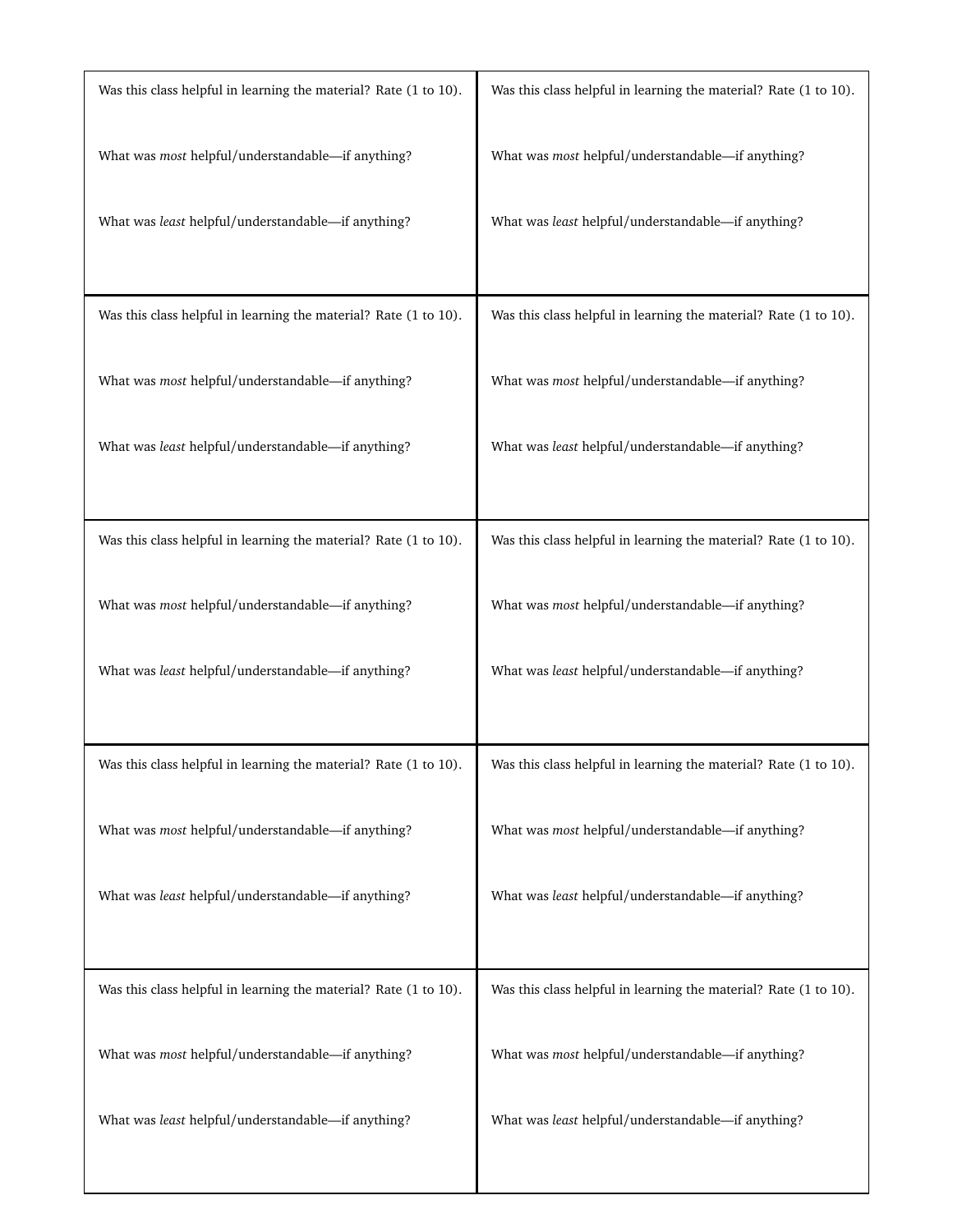| | |
|---|---|
| Was this class helpful in learning the material? Rate (1 to 10).<br><br>What was *most* helpful/understandable—if anything?<br><br>What was *least* helpful/understandable—if anything? | Was this class helpful in learning the material? Rate (1 to 10).<br><br>What was *most* helpful/understandable—if anything?<br><br>What was *least* helpful/understandable—if anything? |
| Was this class helpful in learning the material? Rate (1 to 10).<br><br>What was *most* helpful/understandable—if anything?<br><br>What was *least* helpful/understandable—if anything? | Was this class helpful in learning the material? Rate (1 to 10).<br><br>What was *most* helpful/understandable—if anything?<br><br>What was *least* helpful/understandable—if anything? |
| Was this class helpful in learning the material? Rate (1 to 10).<br><br>What was *most* helpful/understandable—if anything?<br><br>What was *least* helpful/understandable—if anything? | Was this class helpful in learning the material? Rate (1 to 10).<br><br>What was *most* helpful/understandable—if anything?<br><br>What was *least* helpful/understandable—if anything? |
| Was this class helpful in learning the material? Rate (1 to 10).<br><br>What was *most* helpful/understandable—if anything?<br><br>What was *least* helpful/understandable—if anything? | Was this class helpful in learning the material? Rate (1 to 10).<br><br>What was *most* helpful/understandable—if anything?<br><br>What was *least* helpful/understandable—if anything? |
| Was this class helpful in learning the material? Rate (1 to 10).<br><br>What was *most* helpful/understandable—if anything?<br><br>What was *least* helpful/understandable—if anything? | Was this class helpful in learning the material? Rate (1 to 10).<br><br>What was *most* helpful/understandable—if anything?<br><br>What was *least* helpful/understandable—if anything? |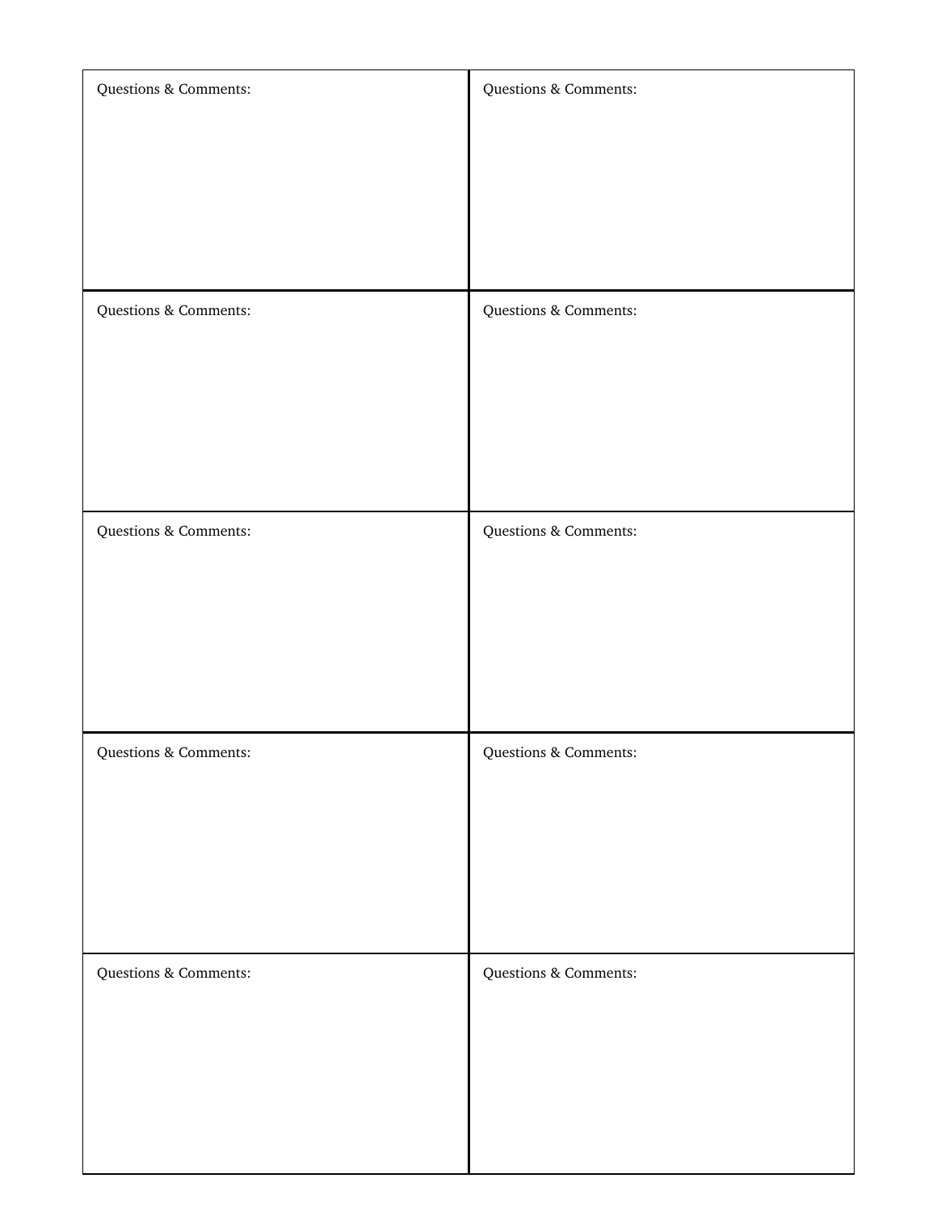| | |
|---|---|
| Questions & Comments: | Questions & Comments: |
| Questions & Comments: | Questions & Comments: |
| Questions & Comments: | Questions & Comments: |
| Questions & Comments: | Questions & Comments: |
| Questions & Comments: | Questions & Comments: |